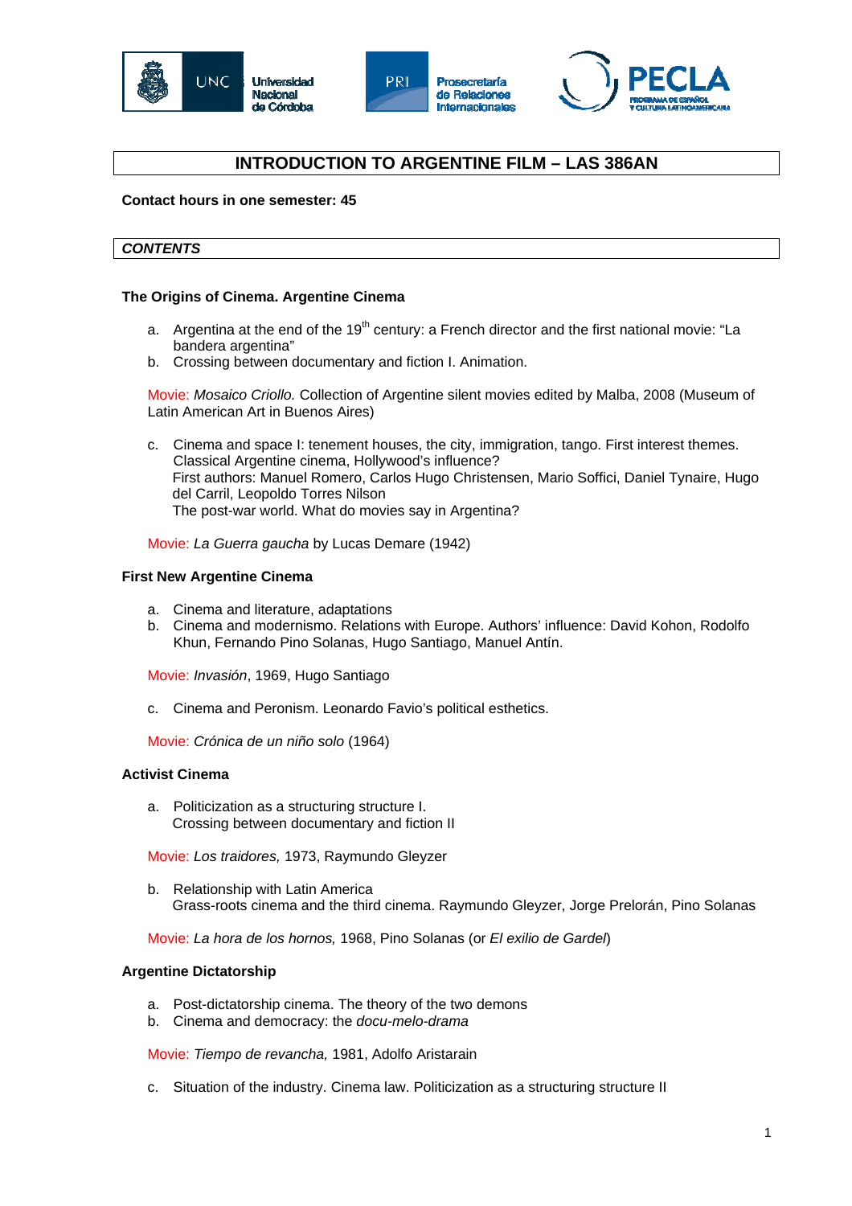# INTRODUCTION TO ARGENTINE FILM – LAS 386AN

**Contact hours in one semester: 45**

## *CONTENTS*

### The Origins of Cinema. Argentine Cinema

a. Argentina at the end of the 19th century: a French director and the first national movie: "La bandera argentina"
b. Crossing between documentary and fiction I. Animation.

Movie: *Mosaico Criollo.* Collection of Argentine silent movies edited by Malba, 2008 (Museum of Latin American Art in Buenos Aires)

c. Cinema and space I: tenement houses, the city, immigration, tango. First interest themes. Classical Argentine cinema, Hollywood's influence?
   First authors: Manuel Romero, Carlos Hugo Christensen, Mario Soffici, Daniel Tynaire, Hugo del Carril, Leopoldo Torres Nilson
   The post-war world. What do movies say in Argentina?

Movie: *La Guerra gaucha* by Lucas Demare (1942)

### First New Argentine Cinema

a. Cinema and literature, adaptations
b. Cinema and modernismo. Relations with Europe. Authors' influence: David Kohon, Rodolfo Khun, Fernando Pino Solanas, Hugo Santiago, Manuel Antín.

Movie: *Invasión*, 1969, Hugo Santiago

c. Cinema and Peronism. Leonardo Favio's political esthetics.

Movie: *Crónica de un niño solo* (1964)

### Activist Cinema

a. Politicization as a structuring structure I.
   Crossing between documentary and fiction II

Movie: *Los traidores,* 1973, Raymundo Gleyzer

b. Relationship with Latin America
   Grass-roots cinema and the third cinema. Raymundo Gleyzer, Jorge Prelorán, Pino Solanas

Movie: *La hora de los hornos,* 1968, Pino Solanas (or *El exilio de Gardel*)

### Argentine Dictatorship

a. Post-dictatorship cinema. The theory of the two demons
b. Cinema and democracy: the *docu-melo-drama*

Movie: *Tiempo de revancha,* 1981, Adolfo Aristarain

c. Situation of the industry. Cinema law. Politicization as a structuring structure II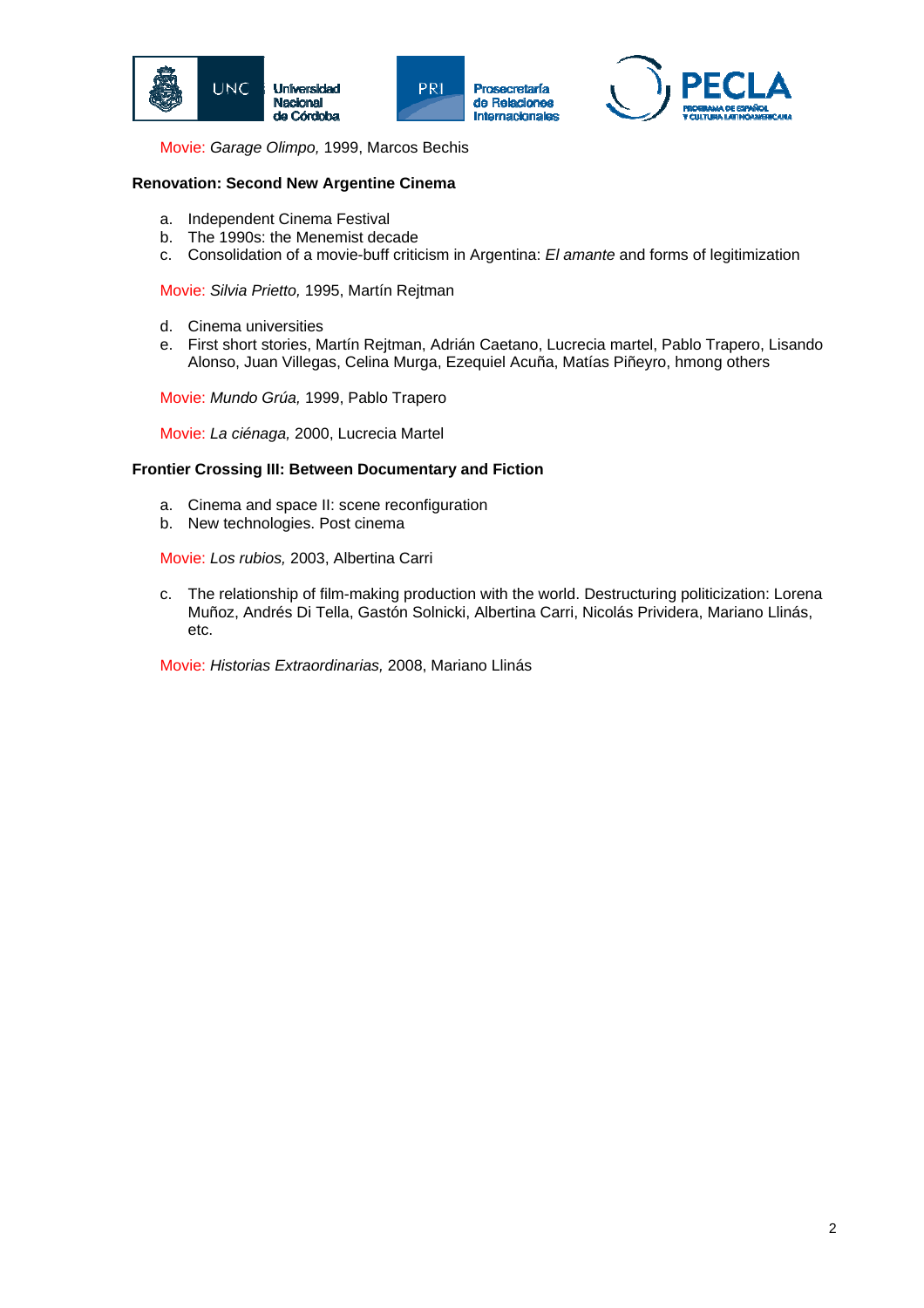Movie: *Garage Olimpo,* 1999, Marcos Bechis

**Renovation: Second New Argentine Cinema**

a. Independent Cinema Festival
b. The 1990s: the Menemist decade
c. Consolidation of a movie-buff criticism in Argentina: *El amante* and forms of legitimization

Movie: *Silvia Prietto,* 1995, Martín Rejtman

d. Cinema universities
e. First short stories, Martín Rejtman, Adrián Caetano, Lucrecia martel, Pablo Trapero, Lisando Alonso, Juan Villegas, Celina Murga, Ezequiel Acuña, Matías Piñeyro, hmong others

Movie: *Mundo Grúa,* 1999, Pablo Trapero

Movie: *La ciénaga,* 2000, Lucrecia Martel

**Frontier Crossing III: Between Documentary and Fiction**

a. Cinema and space II: scene reconfiguration
b. New technologies. Post cinema

Movie: *Los rubios,* 2003, Albertina Carri

c. The relationship of film-making production with the world. Destructuring politicization: Lorena Muñoz, Andrés Di Tella, Gastón Solnicki, Albertina Carri, Nicolás Prividera, Mariano Llinás, etc.

Movie: *Historias Extraordinarias,* 2008, Mariano Llinás